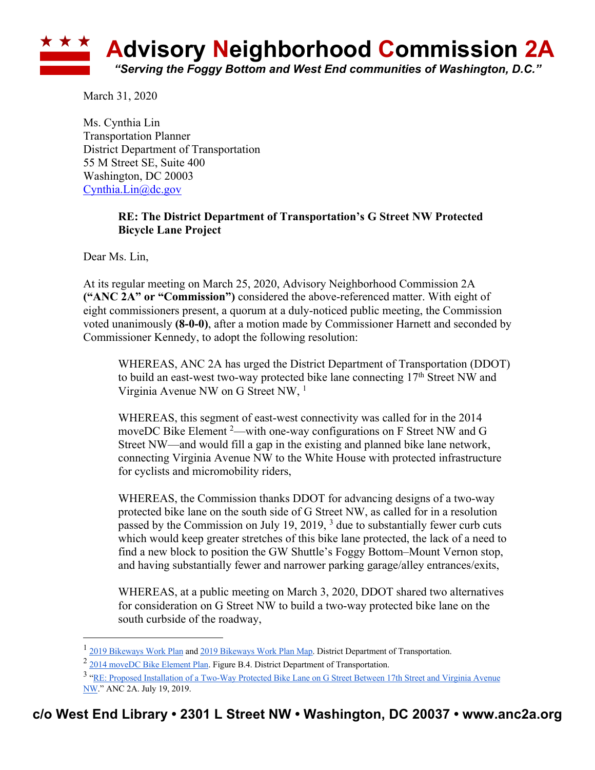# Advisory Neighborhood Commission 2A

*"Serving the Foggy Bottom and West End communities of Washington, D.C."*

March 31, 2020

Ms. Cynthia Lin
Transportation Planner
District Department of Transportation
55 M Street SE, Suite 400
Washington, DC 20003
Cynthia.Lin@dc.gov

**RE: The District Department of Transportation's G Street NW Protected Bicycle Lane Project**

Dear Ms. Lin,

At its regular meeting on March 25, 2020, Advisory Neighborhood Commission 2A **("ANC 2A" or "Commission")** considered the above-referenced matter. With eight of eight commissioners present, a quorum at a duly-noticed public meeting, the Commission voted unanimously **(8-0-0)**, after a motion made by Commissioner Harnett and seconded by Commissioner Kennedy, to adopt the following resolution:

> WHEREAS, ANC 2A has urged the District Department of Transportation (DDOT) to build an east-west two-way protected bike lane connecting 17th Street NW and Virginia Avenue NW on G Street NW, [1]
>
> WHEREAS, this segment of east-west connectivity was called for in the 2014 moveDC Bike Element [2]—with one-way configurations on F Street NW and G Street NW—and would fill a gap in the existing and planned bike lane network, connecting Virginia Avenue NW to the White House with protected infrastructure for cyclists and micromobility riders,
>
> WHEREAS, the Commission thanks DDOT for advancing designs of a two-way protected bike lane on the south side of G Street NW, as called for in a resolution passed by the Commission on July 19, 2019, [3] due to substantially fewer curb cuts which would keep greater stretches of this bike lane protected, the lack of a need to find a new block to position the GW Shuttle's Foggy Bottom–Mount Vernon stop, and having substantially fewer and narrower parking garage/alley entrances/exits,
>
> WHEREAS, at a public meeting on March 3, 2020, DDOT shared two alternatives for consideration on G Street NW to build a two-way protected bike lane on the south curbside of the roadway,

---

[1] 2019 Bikeways Work Plan and 2019 Bikeways Work Plan Map. District Department of Transportation.

[2] 2014 moveDC Bike Element Plan. Figure B.4. District Department of Transportation.

[3] "RE: Proposed Installation of a Two-Way Protected Bike Lane on G Street Between 17th Street and Virginia Avenue NW." ANC 2A. July 19, 2019.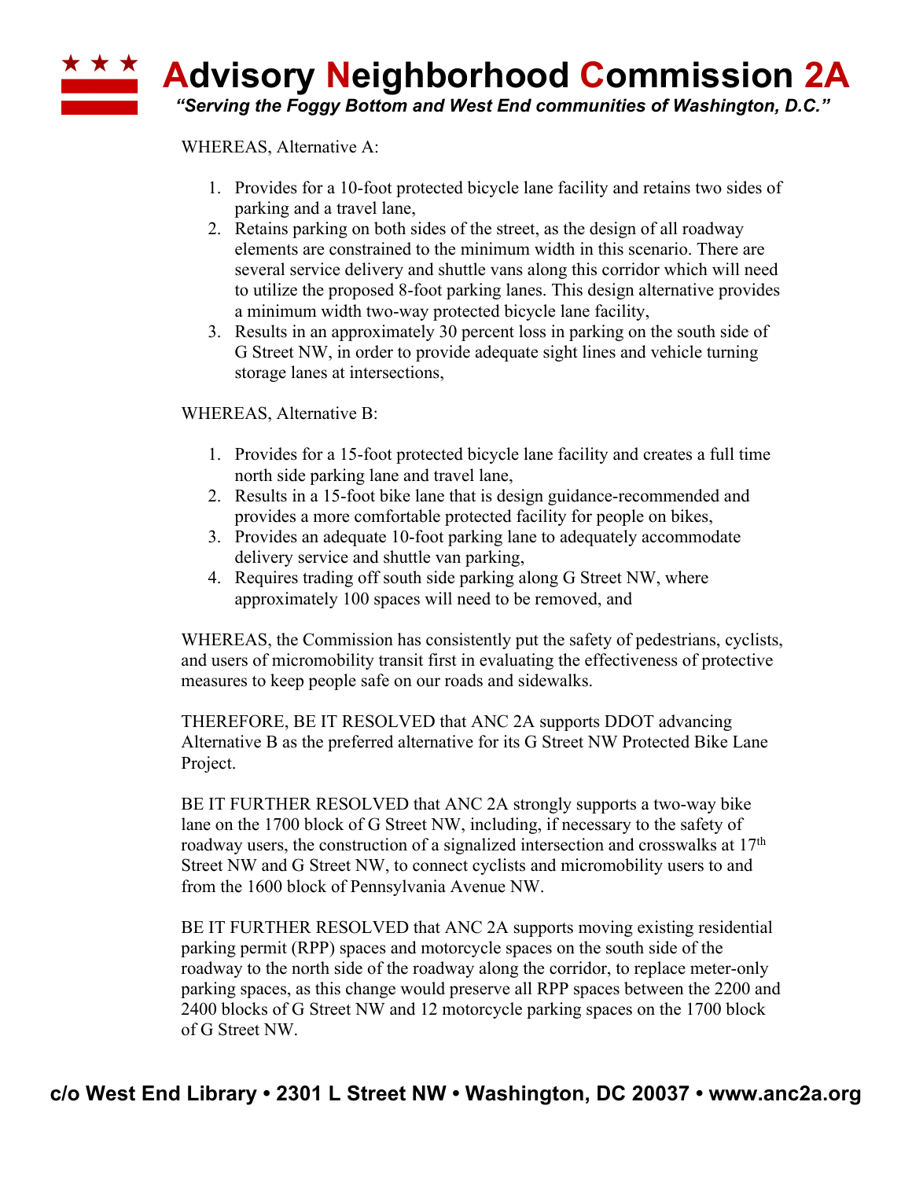WHEREAS, Alternative A:

1. Provides for a 10-foot protected bicycle lane facility and retains two sides of parking and a travel lane,
2. Retains parking on both sides of the street, as the design of all roadway elements are constrained to the minimum width in this scenario. There are several service delivery and shuttle vans along this corridor which will need to utilize the proposed 8-foot parking lanes. This design alternative provides a minimum width two-way protected bicycle lane facility,
3. Results in an approximately 30 percent loss in parking on the south side of G Street NW, in order to provide adequate sight lines and vehicle turning storage lanes at intersections,

WHEREAS, Alternative B:

1. Provides for a 15-foot protected bicycle lane facility and creates a full time north side parking lane and travel lane,
2. Results in a 15-foot bike lane that is design guidance-recommended and provides a more comfortable protected facility for people on bikes,
3. Provides an adequate 10-foot parking lane to adequately accommodate delivery service and shuttle van parking,
4. Requires trading off south side parking along G Street NW, where approximately 100 spaces will need to be removed, and

WHEREAS, the Commission has consistently put the safety of pedestrians, cyclists, and users of micromobility transit first in evaluating the effectiveness of protective measures to keep people safe on our roads and sidewalks.

THEREFORE, BE IT RESOLVED that ANC 2A supports DDOT advancing Alternative B as the preferred alternative for its G Street NW Protected Bike Lane Project.

BE IT FURTHER RESOLVED that ANC 2A strongly supports a two-way bike lane on the 1700 block of G Street NW, including, if necessary to the safety of roadway users, the construction of a signalized intersection and crosswalks at 17th Street NW and G Street NW, to connect cyclists and micromobility users to and from the 1600 block of Pennsylvania Avenue NW.

BE IT FURTHER RESOLVED that ANC 2A supports moving existing residential parking permit (RPP) spaces and motorcycle spaces on the south side of the roadway to the north side of the roadway along the corridor, to replace meter-only parking spaces, as this change would preserve all RPP spaces between the 2200 and 2400 blocks of G Street NW and 12 motorcycle parking spaces on the 1700 block of G Street NW.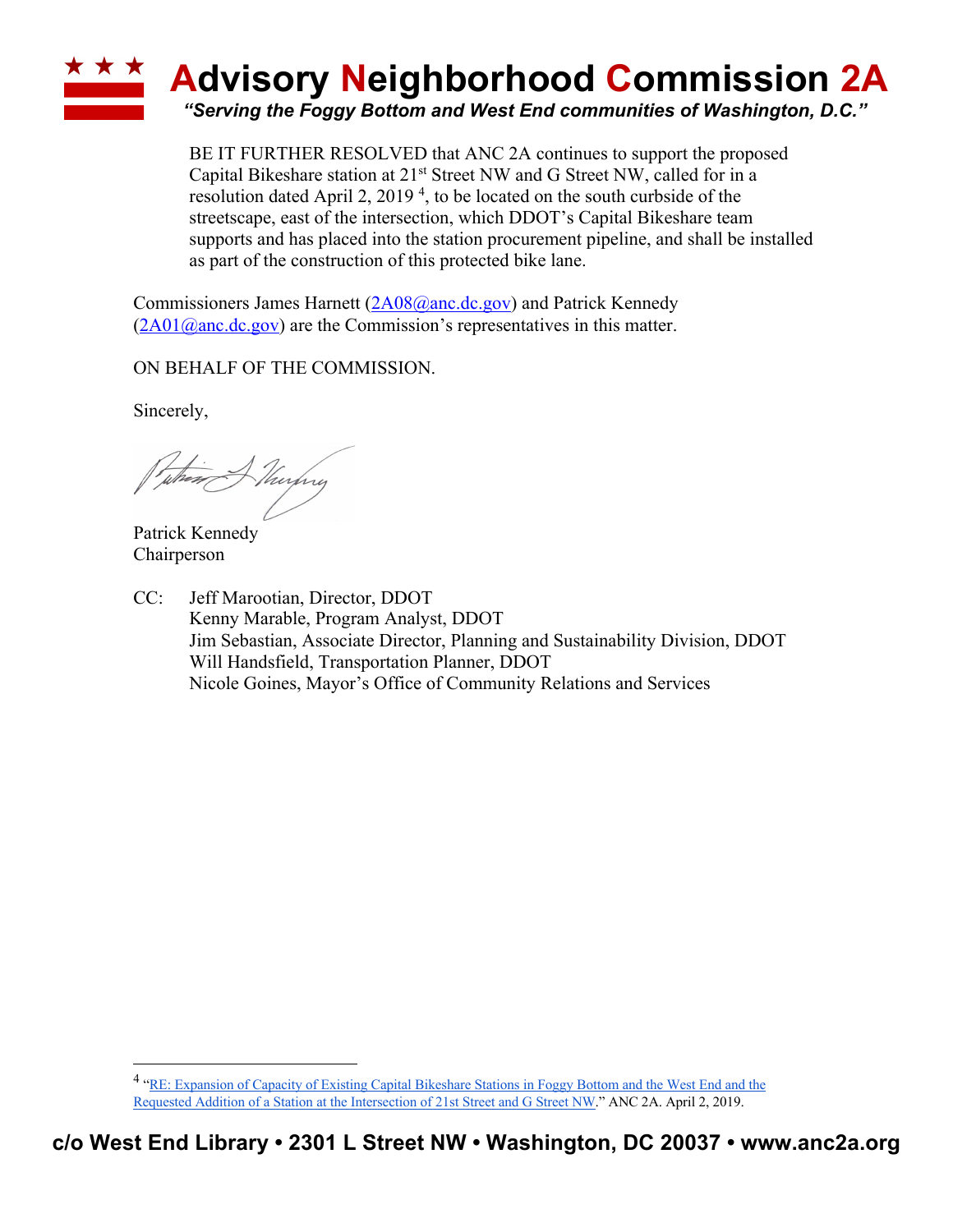BE IT FURTHER RESOLVED that ANC 2A continues to support the proposed Capital Bikeshare station at 21st Street NW and G Street NW, called for in a resolution dated April 2, 2019 [4], to be located on the south curbside of the streetscape, east of the intersection, which DDOT's Capital Bikeshare team supports and has placed into the station procurement pipeline, and shall be installed as part of the construction of this protected bike lane.

Commissioners James Harnett (2A08@anc.dc.gov) and Patrick Kennedy (2A01@anc.dc.gov) are the Commission's representatives in this matter.

ON BEHALF OF THE COMMISSION.

Sincerely,

Patrick Kennedy
Chairperson

CC: Jeff Marootian, Director, DDOT
Kenny Marable, Program Analyst, DDOT
Jim Sebastian, Associate Director, Planning and Sustainability Division, DDOT
Will Handsfield, Transportation Planner, DDOT
Nicole Goines, Mayor's Office of Community Relations and Services

[4] "RE: Expansion of Capacity of Existing Capital Bikeshare Stations in Foggy Bottom and the West End and the Requested Addition of a Station at the Intersection of 21st Street and G Street NW." ANC 2A. April 2, 2019.